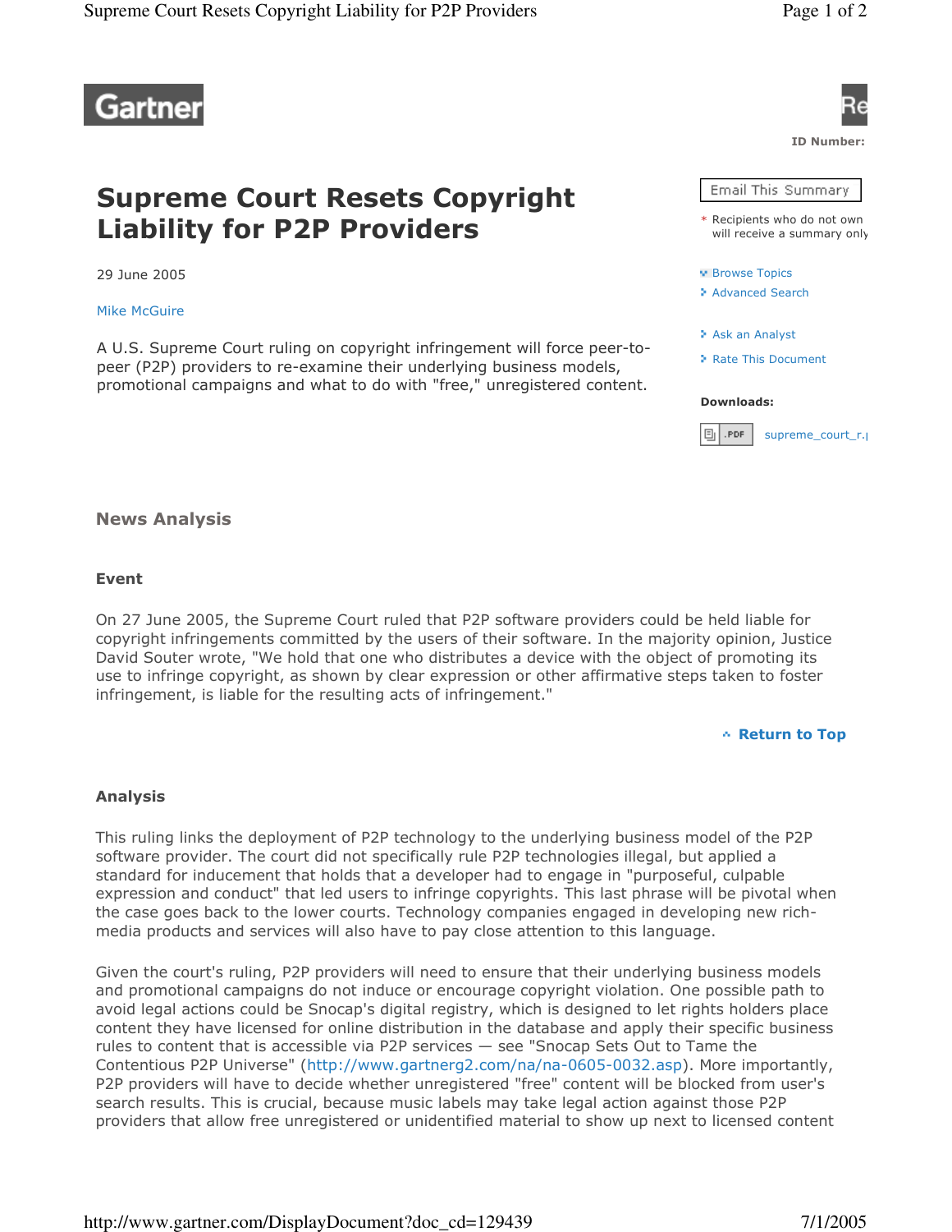Gartner

ID Number:

# Supreme Court Resets Copyright Liability for P2P Providers

29 June 2005

Mike McGuire

A U.S. Supreme Court ruling on copyright infringement will force peer-to-peer (P2P) providers to re-examine their underlying business models, promotional campaigns and what to do with "free," unregistered content.

Email This Summary

\* Recipients who do not own will receive a summary only

- Browse Topics
- Advanced Search
- Ask an Analyst
- Rate This Document

**Downloads:**

.PDF supreme_court_r.

## News Analysis

### Event

On 27 June 2005, the Supreme Court ruled that P2P software providers could be held liable for copyright infringements committed by the users of their software. In the majority opinion, Justice David Souter wrote, "We hold that one who distributes a device with the object of promoting its use to infringe copyright, as shown by clear expression or other affirmative steps taken to foster infringement, is liable for the resulting acts of infringement."

Return to Top

### Analysis

This ruling links the deployment of P2P technology to the underlying business model of the P2P software provider. The court did not specifically rule P2P technologies illegal, but applied a standard for inducement that holds that a developer had to engage in "purposeful, culpable expression and conduct" that led users to infringe copyrights. This last phrase will be pivotal when the case goes back to the lower courts. Technology companies engaged in developing new rich-media products and services will also have to pay close attention to this language.

Given the court's ruling, P2P providers will need to ensure that their underlying business models and promotional campaigns do not induce or encourage copyright violation. One possible path to avoid legal actions could be Snocap's digital registry, which is designed to let rights holders place content they have licensed for online distribution in the database and apply their specific business rules to content that is accessible via P2P services — see "Snocap Sets Out to Tame the Contentious P2P Universe" (http://www.gartnerg2.com/na/na-0605-0032.asp). More importantly, P2P providers will have to decide whether unregistered "free" content will be blocked from user's search results. This is crucial, because music labels may take legal action against those P2P providers that allow free unregistered or unidentified material to show up next to licensed content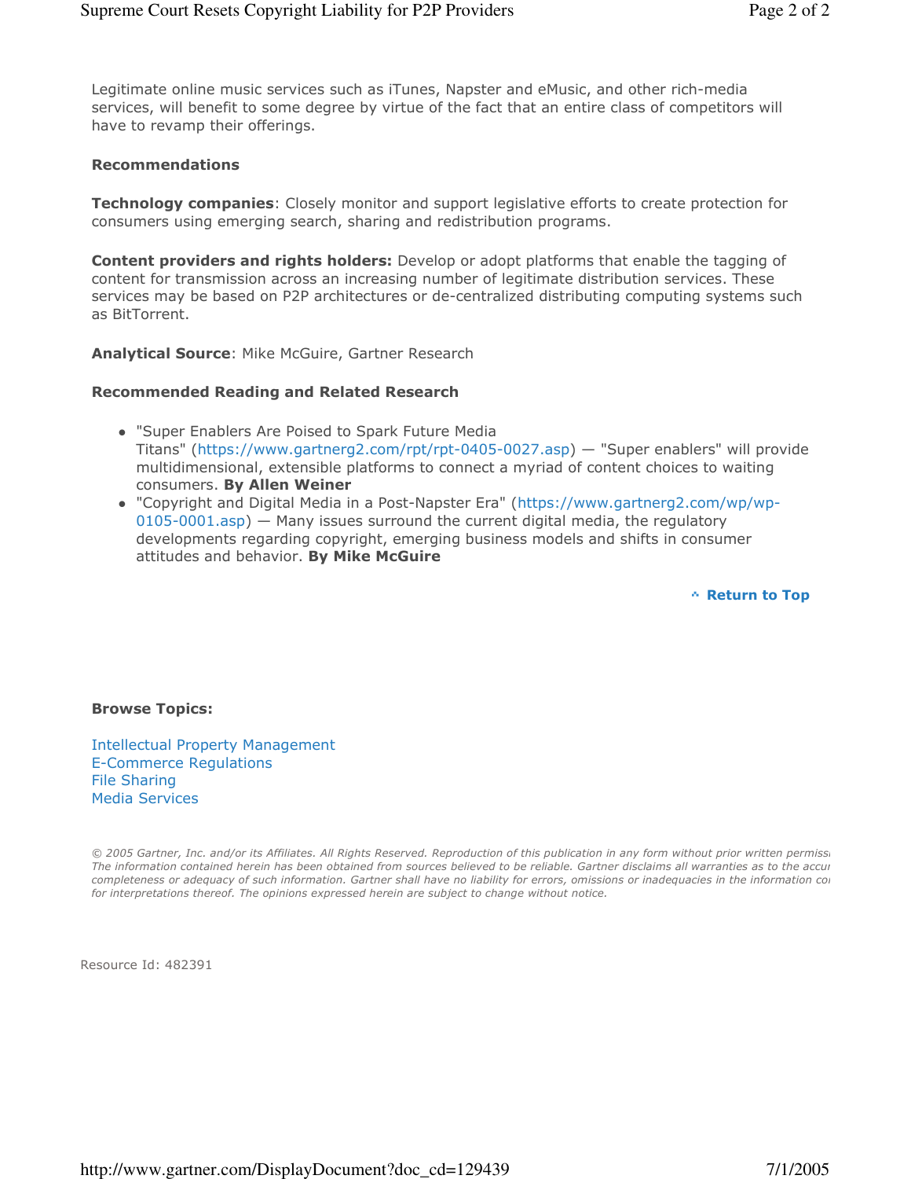Legitimate online music services such as iTunes, Napster and eMusic, and other rich-media services, will benefit to some degree by virtue of the fact that an entire class of competitors will have to revamp their offerings.

### Recommendations

**Technology companies**: Closely monitor and support legislative efforts to create protection for consumers using emerging search, sharing and redistribution programs.

**Content providers and rights holders:** Develop or adopt platforms that enable the tagging of content for transmission across an increasing number of legitimate distribution services. These services may be based on P2P architectures or de-centralized distributing computing systems such as BitTorrent.

**Analytical Source**: Mike McGuire, Gartner Research

### Recommended Reading and Related Research

- "Super Enablers Are Poised to Spark Future Media Titans" (https://www.gartnerg2.com/rpt/rpt-0405-0027.asp) — "Super enablers" will provide multidimensional, extensible platforms to connect a myriad of content choices to waiting consumers. **By Allen Weiner**
- "Copyright and Digital Media in a Post-Napster Era" (https://www.gartnerg2.com/wp/wp-0105-0001.asp) — Many issues surround the current digital media, the regulatory developments regarding copyright, emerging business models and shifts in consumer attitudes and behavior. **By Mike McGuire**

Return to Top

### Browse Topics:

Intellectual Property Management
E-Commerce Regulations
File Sharing
Media Services

*© 2005 Gartner, Inc. and/or its Affiliates. All Rights Reserved. Reproduction of this publication in any form without prior written permissi The information contained herein has been obtained from sources believed to be reliable. Gartner disclaims all warranties as to the accur completeness or adequacy of such information. Gartner shall have no liability for errors, omissions or inadequacies in the information co for interpretations thereof. The opinions expressed herein are subject to change without notice.*

Resource Id: 482391